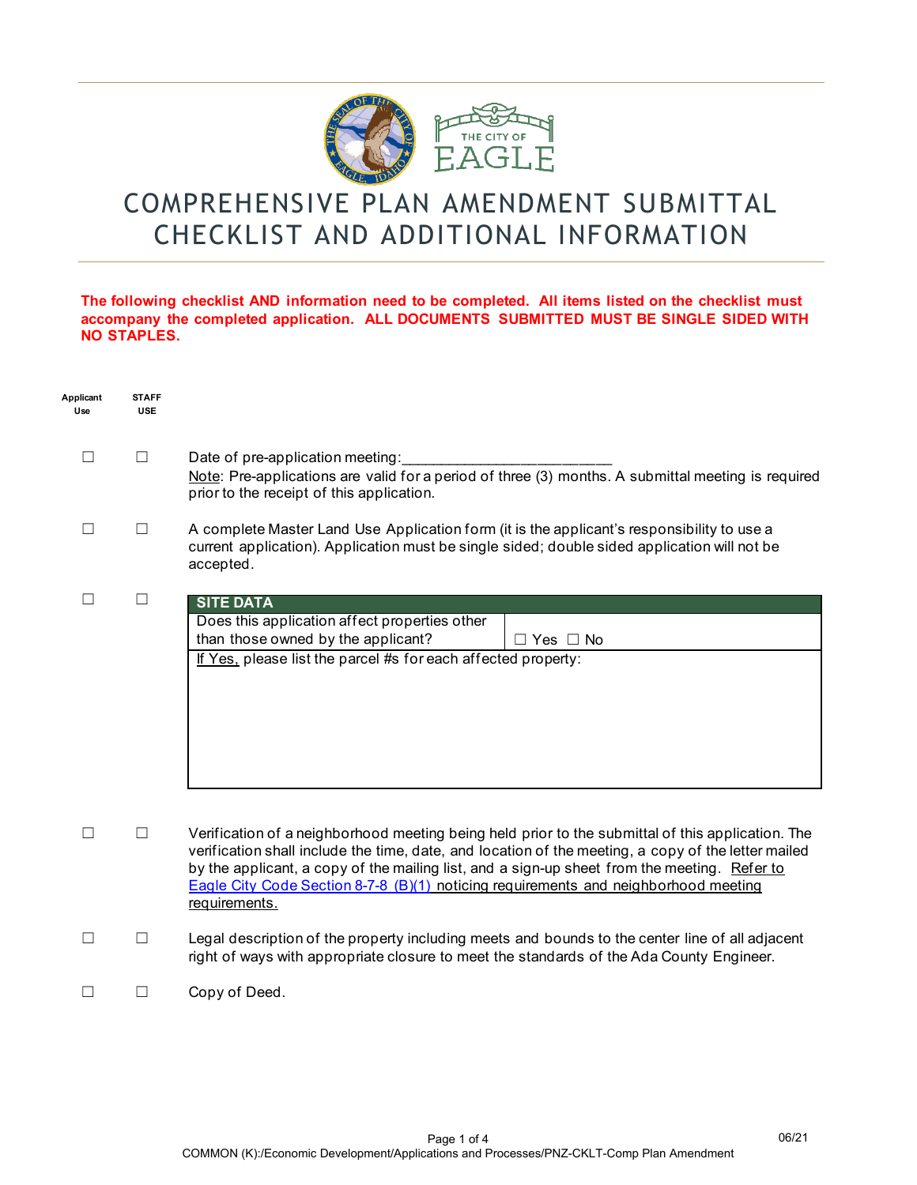# COMPREHENSIVE PLAN AMENDMENT SUBMITTAL CHECKLIST AND ADDITIONAL INFORMATION

**The following checklist AND information need to be completed. All items listed on the checklist must accompany the completed application. ALL DOCUMENTS SUBMITTED MUST BE SINGLE SIDED WITH NO STAPLES.**

| Applicant Use | STAFF USE | |
|---|---|---|
| ☐ | ☐ | Date of pre-application meeting:\_\_\_\_\_\_\_\_\_\_\_\_\_\_\_\_\_\_\_\_\_\_\_\_<br>Note: Pre-applications are valid for a period of three (3) months. A submittal meeting is required prior to the receipt of this application. |
| ☐ | ☐ | A complete Master Land Use Application form (it is the applicant's responsibility to use a current application). Application must be single sided; double sided application will not be accepted. |
| ☐ | ☐ | **SITE DATA** (see table below) |

| SITE DATA | |
|---|---|
| Does this application affect properties other than those owned by the applicant? | ☐ Yes ☐ No |
| If Yes, please list the parcel #s for each affected property: | |

| Applicant Use | STAFF USE | |
|---|---|---|
| ☐ | ☐ | Verification of a neighborhood meeting being held prior to the submittal of this application. The verification shall include the time, date, and location of the meeting, a copy of the letter mailed by the applicant, a copy of the mailing list, and a sign-up sheet from the meeting. Refer to Eagle City Code Section 8-7-8 (B)(1) noticing requirements and neighborhood meeting requirements. |
| ☐ | ☐ | Legal description of the property including meets and bounds to the center line of all adjacent right of ways with appropriate closure to meet the standards of the Ada County Engineer. |
| ☐ | ☐ | Copy of Deed. |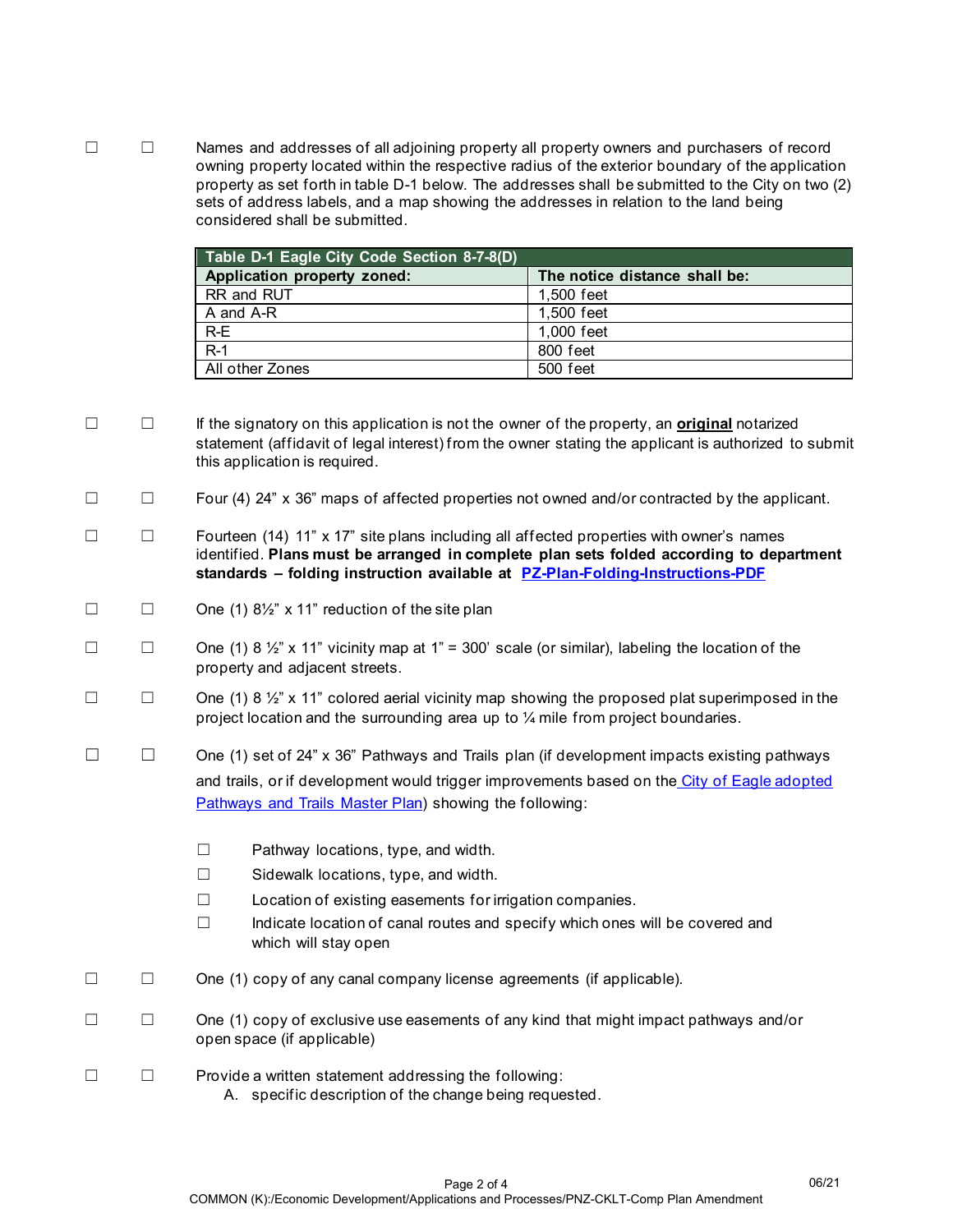☐ ☐ Names and addresses of all adjoining property all property owners and purchasers of record owning property located within the respective radius of the exterior boundary of the application property as set forth in table D-1 below. The addresses shall be submitted to the City on two (2) sets of address labels, and a map showing the addresses in relation to the land being considered shall be submitted.

| Table D-1 Eagle City Code Section 8-7-8(D) | |
|---|---|
| **Application property zoned:** | **The notice distance shall be:** |
| RR and RUT | 1,500 feet |
| A and A-R | 1,500 feet |
| R-E | 1,000 feet |
| R-1 | 800 feet |
| All other Zones | 500 feet |

☐ ☐ If the signatory on this application is not the owner of the property, an **original** notarized statement (affidavit of legal interest) from the owner stating the applicant is authorized to submit this application is required.

☐ ☐ Four (4) 24" x 36" maps of affected properties not owned and/or contracted by the applicant.

☐ ☐ Fourteen (14) 11" x 17" site plans including all affected properties with owner's names identified. **Plans must be arranged in complete plan sets folded according to department standards – folding instruction available at PZ-Plan-Folding-Instructions-PDF**

☐ ☐ One (1) 8½" x 11" reduction of the site plan

☐ ☐ One (1) 8 ½" x 11" vicinity map at 1" = 300' scale (or similar), labeling the location of the property and adjacent streets.

☐ ☐ One (1) 8 ½" x 11" colored aerial vicinity map showing the proposed plat superimposed in the project location and the surrounding area up to ¼ mile from project boundaries.

☐ ☐ One (1) set of 24" x 36" Pathways and Trails plan (if development impacts existing pathways and trails, or if development would trigger improvements based on the City of Eagle adopted Pathways and Trails Master Plan) showing the following:

- ☐ Pathway locations, type, and width.
- ☐ Sidewalk locations, type, and width.
- ☐ Location of existing easements for irrigation companies.
- ☐ Indicate location of canal routes and specify which ones will be covered and which will stay open

☐ ☐ One (1) copy of any canal company license agreements (if applicable).

☐ ☐ One (1) copy of exclusive use easements of any kind that might impact pathways and/or open space (if applicable)

☐ ☐ Provide a written statement addressing the following:

A. specific description of the change being requested.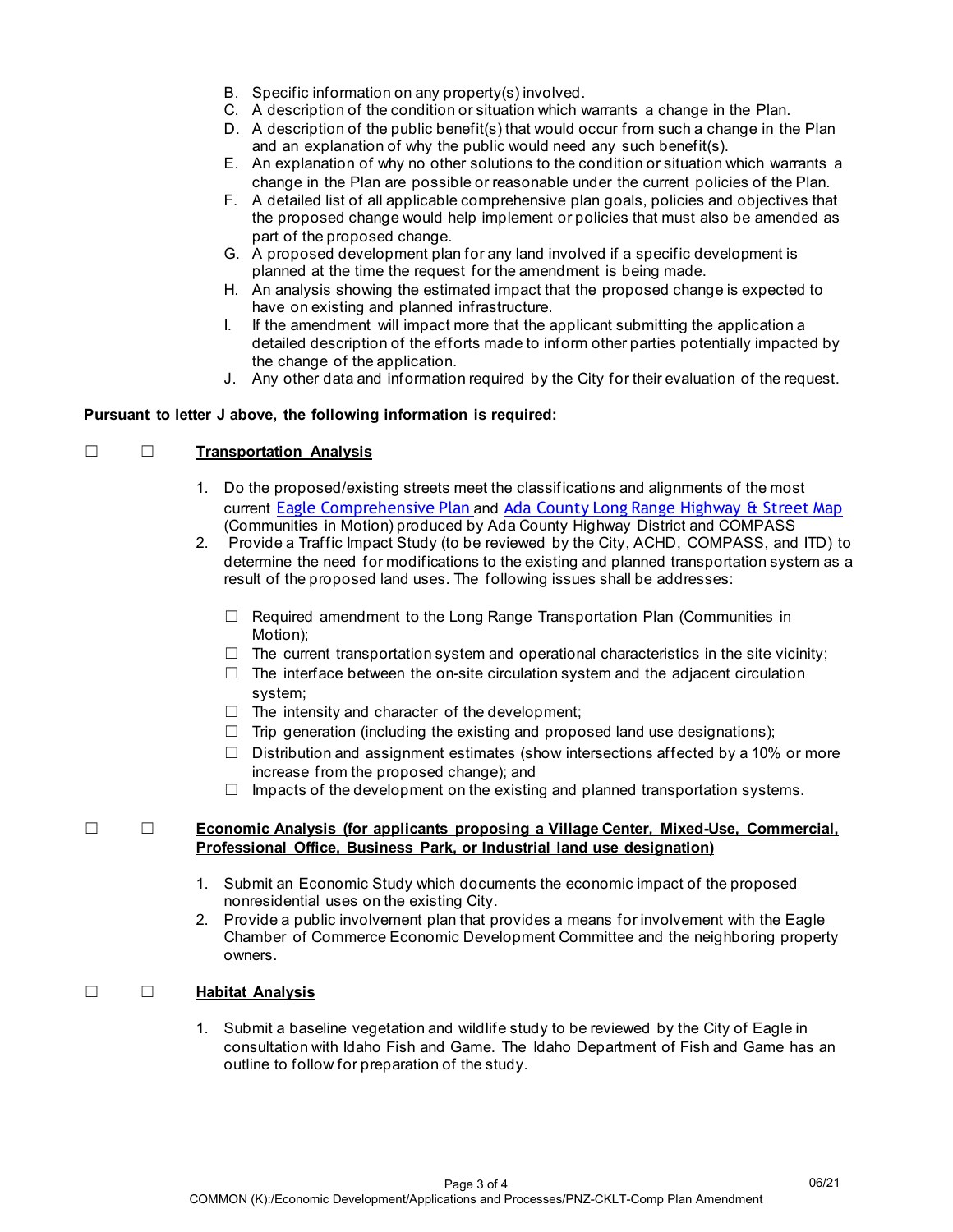B. Specific information on any property(s) involved.
C. A description of the condition or situation which warrants a change in the Plan.
D. A description of the public benefit(s) that would occur from such a change in the Plan and an explanation of why the public would need any such benefit(s).
E. An explanation of why no other solutions to the condition or situation which warrants a change in the Plan are possible or reasonable under the current policies of the Plan.
F. A detailed list of all applicable comprehensive plan goals, policies and objectives that the proposed change would help implement or policies that must also be amended as part of the proposed change.
G. A proposed development plan for any land involved if a specific development is planned at the time the request for the amendment is being made.
H. An analysis showing the estimated impact that the proposed change is expected to have on existing and planned infrastructure.
I. If the amendment will impact more that the applicant submitting the application a detailed description of the efforts made to inform other parties potentially impacted by the change of the application.
J. Any other data and information required by the City for their evaluation of the request.

**Pursuant to letter J above, the following information is required:**

☐ ☐ **Transportation Analysis**

1. Do the proposed/existing streets meet the classifications and alignments of the most current Eagle Comprehensive Plan and Ada County Long Range Highway & Street Map (Communities in Motion) produced by Ada County Highway District and COMPASS
2. Provide a Traffic Impact Study (to be reviewed by the City, ACHD, COMPASS, and ITD) to determine the need for modifications to the existing and planned transportation system as a result of the proposed land uses. The following issues shall be addresses:

   ☐ Required amendment to the Long Range Transportation Plan (Communities in Motion);
   ☐ The current transportation system and operational characteristics in the site vicinity;
   ☐ The interface between the on-site circulation system and the adjacent circulation system;
   ☐ The intensity and character of the development;
   ☐ Trip generation (including the existing and proposed land use designations);
   ☐ Distribution and assignment estimates (show intersections affected by a 10% or more increase from the proposed change); and
   ☐ Impacts of the development on the existing and planned transportation systems.

☐ ☐ **Economic Analysis (for applicants proposing a Village Center, Mixed-Use, Commercial, Professional Office, Business Park, or Industrial land use designation)**

1. Submit an Economic Study which documents the economic impact of the proposed nonresidential uses on the existing City.
2. Provide a public involvement plan that provides a means for involvement with the Eagle Chamber of Commerce Economic Development Committee and the neighboring property owners.

☐ ☐ **Habitat Analysis**

1. Submit a baseline vegetation and wildlife study to be reviewed by the City of Eagle in consultation with Idaho Fish and Game. The Idaho Department of Fish and Game has an outline to follow for preparation of the study.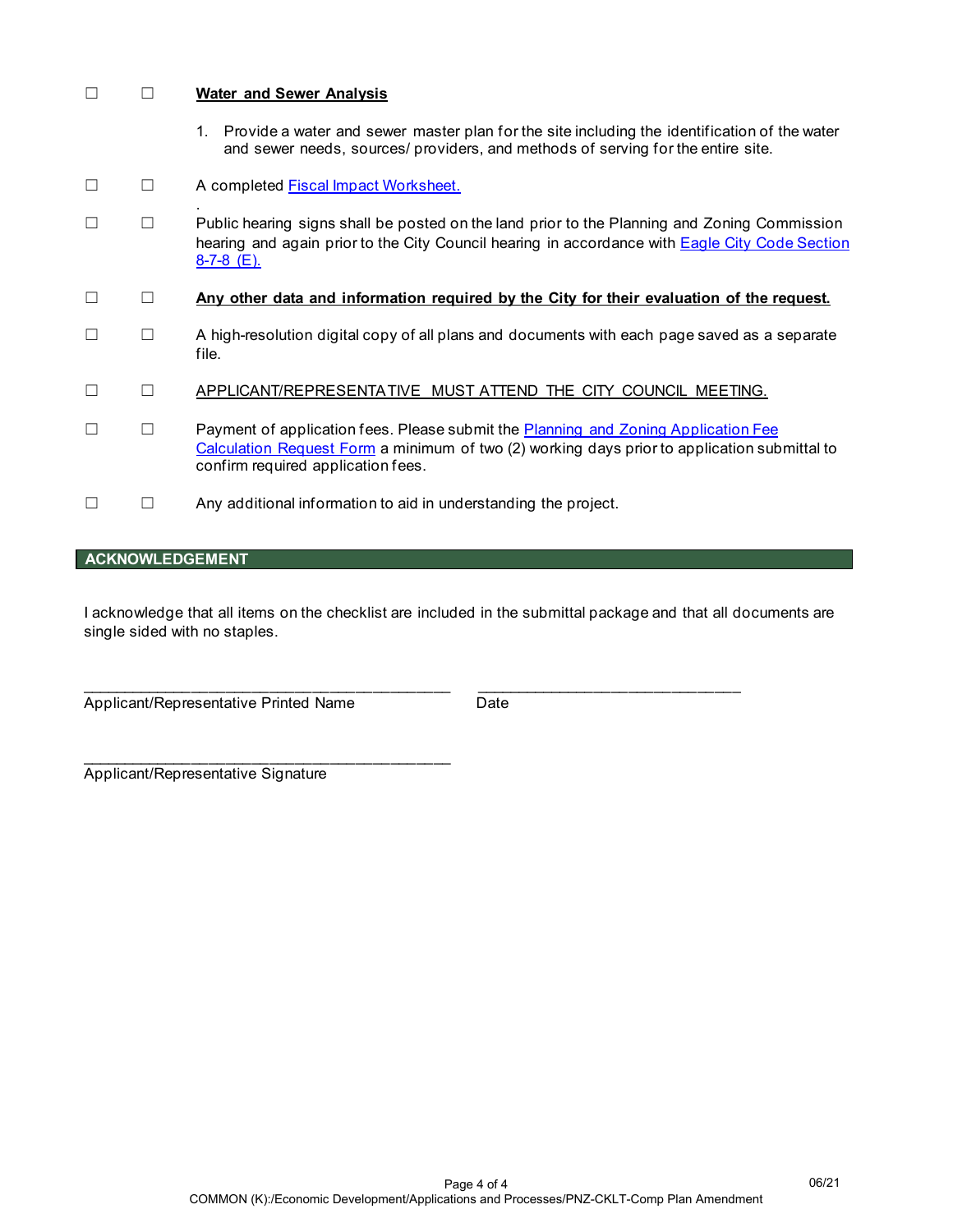☐ ☐ **Water and Sewer Analysis**

1. Provide a water and sewer master plan for the site including the identification of the water and sewer needs, sources/ providers, and methods of serving for the entire site.

☐ ☐ A completed Fiscal Impact Worksheet.

.

☐ ☐ Public hearing signs shall be posted on the land prior to the Planning and Zoning Commission hearing and again prior to the City Council hearing in accordance with Eagle City Code Section 8-7-8 (E).

☐ ☐ **Any other data and information required by the City for their evaluation of the request.**

☐ ☐ A high-resolution digital copy of all plans and documents with each page saved as a separate file.

☐ ☐ APPLICANT/REPRESENTATIVE MUST ATTEND THE CITY COUNCIL MEETING.

☐ ☐ Payment of application fees. Please submit the Planning and Zoning Application Fee Calculation Request Form a minimum of two (2) working days prior to application submittal to confirm required application fees.

☐ ☐ Any additional information to aid in understanding the project.

## ACKNOWLEDGEMENT

I acknowledge that all items on the checklist are included in the submittal package and that all documents are single sided with no staples.

_____________________________________________ _______________________________

Applicant/Representative Printed Name Date

_____________________________________________

Applicant/Representative Signature

06/21

COMMON (K):/Economic Development/Applications and Processes/PNZ-CKLT-Comp Plan Amendment